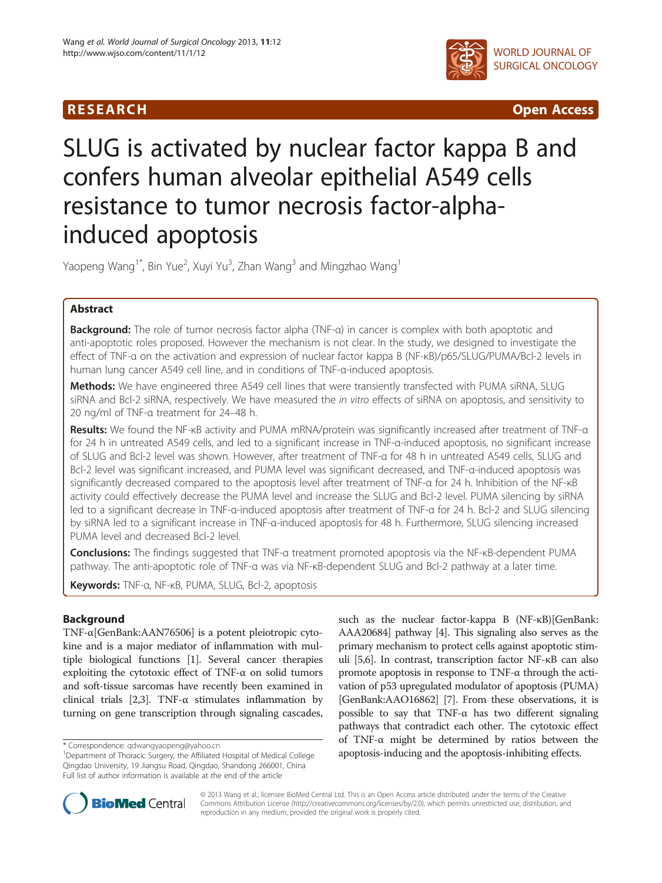RESEARCH Open Access

# SLUG is activated by nuclear factor kappa B and confers human alveolar epithelial A549 cells resistance to tumor necrosis factor-alpha-induced apoptosis

Yaopeng Wang[1*], Bin Yue[2], Xuyi Yu[3], Zhan Wang[3] and Mingzhao Wang[1]

## Abstract

**Background:** The role of tumor necrosis factor alpha (TNF-α) in cancer is complex with both apoptotic and anti-apoptotic roles proposed. However the mechanism is not clear. In the study, we designed to investigate the effect of TNF-α on the activation and expression of nuclear factor kappa B (NF-κB)/p65/SLUG/PUMA/Bcl-2 levels in human lung cancer A549 cell line, and in conditions of TNF-α-induced apoptosis.

**Methods:** We have engineered three A549 cell lines that were transiently transfected with PUMA siRNA, SLUG siRNA and Bcl-2 siRNA, respectively. We have measured the *in vitro* effects of siRNA on apoptosis, and sensitivity to 20 ng/ml of TNF-α treatment for 24–48 h.

**Results:** We found the NF-κB activity and PUMA mRNA/protein was significantly increased after treatment of TNF-α for 24 h in untreated A549 cells, and led to a significant increase in TNF-α-induced apoptosis, no significant increase of SLUG and Bcl-2 level was shown. However, after treatment of TNF-α for 48 h in untreated A549 cells, SLUG and Bcl-2 level was significant increased, and PUMA level was significant decreased, and TNF-α-induced apoptosis was significantly decreased compared to the apoptosis level after treatment of TNF-α for 24 h. Inhibition of the NF-κB activity could effectively decrease the PUMA level and increase the SLUG and Bcl-2 level. PUMA silencing by siRNA led to a significant decrease in TNF-α-induced apoptosis after treatment of TNF-α for 24 h. Bcl-2 and SLUG silencing by siRNA led to a significant increase in TNF-α-induced apoptosis for 48 h. Furthermore, SLUG silencing increased PUMA level and decreased Bcl-2 level.

**Conclusions:** The findings suggested that TNF-α treatment promoted apoptosis via the NF-κB-dependent PUMA pathway. The anti-apoptotic role of TNF-α was via NF-κB-dependent SLUG and Bcl-2 pathway at a later time.

**Keywords:** TNF-α, NF-κB, PUMA, SLUG, Bcl-2, apoptosis

## Background

TNF-α[GenBank:AAN76506] is a potent pleiotropic cytokine and is a major mediator of inflammation with multiple biological functions [1]. Several cancer therapies exploiting the cytotoxic effect of TNF-α on solid tumors and soft-tissue sarcomas have recently been examined in clinical trials [2,3]. TNF-α stimulates inflammation by turning on gene transcription through signaling cascades, such as the nuclear factor-kappa B (NF-κB)[GenBank: AAA20684] pathway [4]. This signaling also serves as the primary mechanism to protect cells against apoptotic stimuli [5,6]. In contrast, transcription factor NF-κB can also promote apoptosis in response to TNF-α through the activation of p53 upregulated modulator of apoptosis (PUMA) [GenBank:AAO16862] [7]. From these observations, it is possible to say that TNF-α has two different signaling pathways that contradict each other. The cytotoxic effect of TNF-α might be determined by ratios between the apoptosis-inducing and the apoptosis-inhibiting effects.

\* Correspondence: qdwangyaopeng@yahoo.cn
[1]Department of Thoracic Surgery, the Affiliated Hospital of Medical College Qingdao University, 19 Jiangsu Road, Qingdao, Shandong 266001, China
Full list of author information is available at the end of the article

© 2013 Wang et al.; licensee BioMed Central Ltd. This is an Open Access article distributed under the terms of the Creative Commons Attribution License (http://creativecommons.org/licenses/by/2.0), which permits unrestricted use, distribution, and reproduction in any medium, provided the original work is properly cited.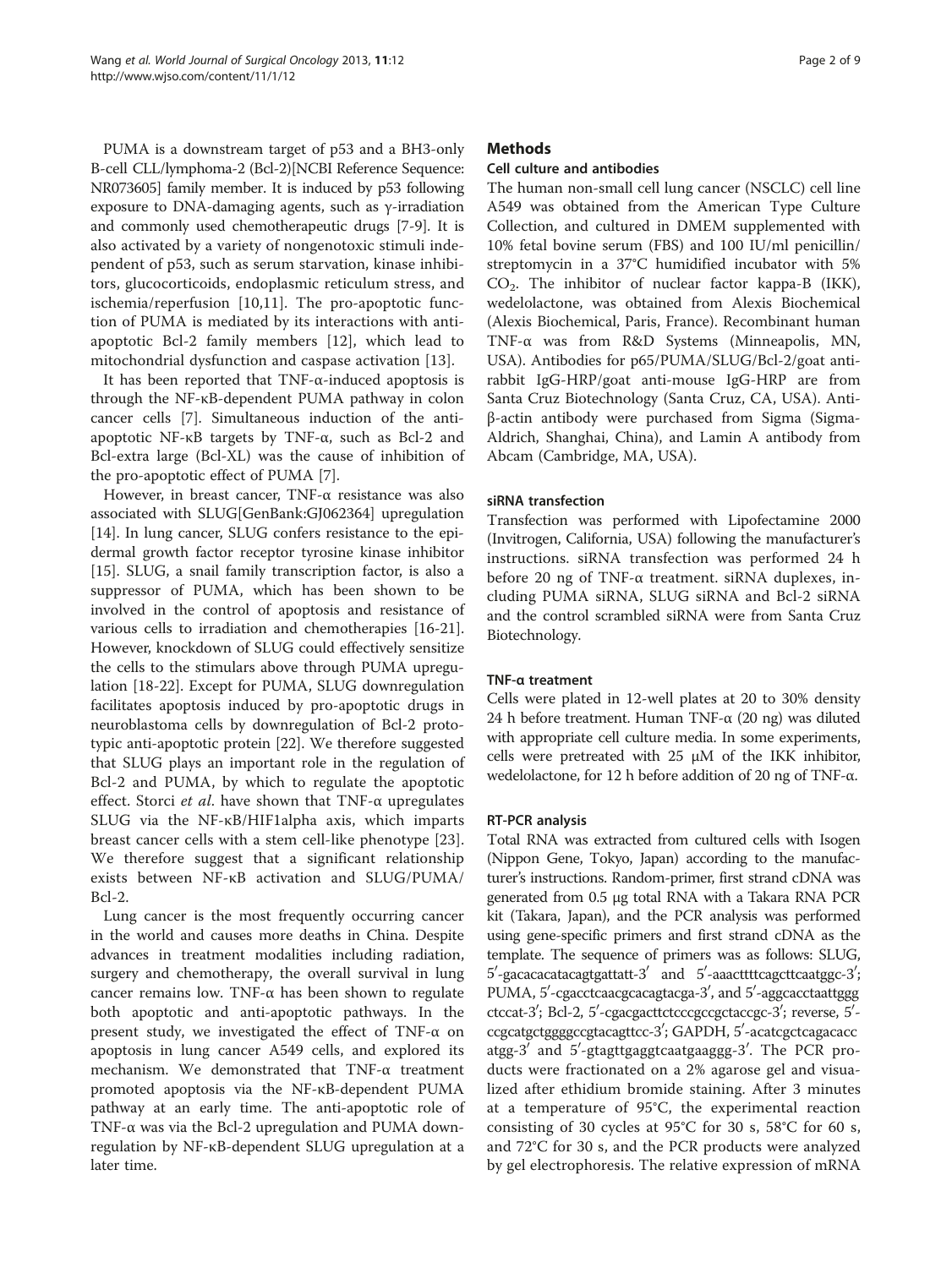PUMA is a downstream target of p53 and a BH3-only B-cell CLL/lymphoma-2 (Bcl-2)[NCBI Reference Sequence: NR073605] family member. It is induced by p53 following exposure to DNA-damaging agents, such as γ-irradiation and commonly used chemotherapeutic drugs [7-9]. It is also activated by a variety of nongenotoxic stimuli independent of p53, such as serum starvation, kinase inhibitors, glucocorticoids, endoplasmic reticulum stress, and ischemia/reperfusion [10,11]. The pro-apoptotic function of PUMA is mediated by its interactions with anti-apoptotic Bcl-2 family members [12], which lead to mitochondrial dysfunction and caspase activation [13].

It has been reported that TNF-α-induced apoptosis is through the NF-κB-dependent PUMA pathway in colon cancer cells [7]. Simultaneous induction of the anti-apoptotic NF-κB targets by TNF-α, such as Bcl-2 and Bcl-extra large (Bcl-XL) was the cause of inhibition of the pro-apoptotic effect of PUMA [7].

However, in breast cancer, TNF-α resistance was also associated with SLUG[GenBank:GJ062364] upregulation [14]. In lung cancer, SLUG confers resistance to the epidermal growth factor receptor tyrosine kinase inhibitor [15]. SLUG, a snail family transcription factor, is also a suppressor of PUMA, which has been shown to be involved in the control of apoptosis and resistance of various cells to irradiation and chemotherapies [16-21]. However, knockdown of SLUG could effectively sensitize the cells to the stimulars above through PUMA upregulation [18-22]. Except for PUMA, SLUG downregulation facilitates apoptosis induced by pro-apoptotic drugs in neuroblastoma cells by downregulation of Bcl-2 prototypic anti-apoptotic protein [22]. We therefore suggested that SLUG plays an important role in the regulation of Bcl-2 and PUMA, by which to regulate the apoptotic effect. Storci *et al*. have shown that TNF-α upregulates SLUG via the NF-κB/HIF1alpha axis, which imparts breast cancer cells with a stem cell-like phenotype [23]. We therefore suggest that a significant relationship exists between NF-κB activation and SLUG/PUMA/Bcl-2.

Lung cancer is the most frequently occurring cancer in the world and causes more deaths in China. Despite advances in treatment modalities including radiation, surgery and chemotherapy, the overall survival in lung cancer remains low. TNF-α has been shown to regulate both apoptotic and anti-apoptotic pathways. In the present study, we investigated the effect of TNF-α on apoptosis in lung cancer A549 cells, and explored its mechanism. We demonstrated that TNF-α treatment promoted apoptosis via the NF-κB-dependent PUMA pathway at an early time. The anti-apoptotic role of TNF-α was via the Bcl-2 upregulation and PUMA downregulation by NF-κB-dependent SLUG upregulation at a later time.

## Methods

### Cell culture and antibodies

The human non-small cell lung cancer (NSCLC) cell line A549 was obtained from the American Type Culture Collection, and cultured in DMEM supplemented with 10% fetal bovine serum (FBS) and 100 IU/ml penicillin/streptomycin in a 37°C humidified incubator with 5% $CO_2$. The inhibitor of nuclear factor kappa-B (IKK), wedelolactone, was obtained from Alexis Biochemical (Alexis Biochemical, Paris, France). Recombinant human TNF-α was from R&D Systems (Minneapolis, MN, USA). Antibodies for p65/PUMA/SLUG/Bcl-2/goat anti-rabbit IgG-HRP/goat anti-mouse IgG-HRP are from Santa Cruz Biotechnology (Santa Cruz, CA, USA). Anti-β-actin antibody were purchased from Sigma (Sigma-Aldrich, Shanghai, China), and Lamin A antibody from Abcam (Cambridge, MA, USA).

### siRNA transfection

Transfection was performed with Lipofectamine 2000 (Invitrogen, California, USA) following the manufacturer's instructions. siRNA transfection was performed 24 h before 20 ng of TNF-α treatment. siRNA duplexes, including PUMA siRNA, SLUG siRNA and Bcl-2 siRNA and the control scrambled siRNA were from Santa Cruz Biotechnology.

### TNF-α treatment

Cells were plated in 12-well plates at 20 to 30% density 24 h before treatment. Human TNF-α (20 ng) was diluted with appropriate cell culture media. In some experiments, cells were pretreated with 25 μM of the IKK inhibitor, wedelolactone, for 12 h before addition of 20 ng of TNF-α.

### RT-PCR analysis

Total RNA was extracted from cultured cells with Isogen (Nippon Gene, Tokyo, Japan) according to the manufacturer's instructions. Random-primer, first strand cDNA was generated from 0.5 μg total RNA with a Takara RNA PCR kit (Takara, Japan), and the PCR analysis was performed using gene-specific primers and first strand cDNA as the template. The sequence of primers was as follows: SLUG, 5′-gacacacatacagtgattatt-3′ and 5′-aaacttttcagcttcaatggc-3′; PUMA, 5′-cgacctcaacgcacagtacga-3′, and 5′-aggcacctaattgggctccat-3′; Bcl-2, 5′-cgacgacttctcccgccgctaccgc-3′; reverse, 5′-ccgcatgctggggccgtacagttcc-3′; GAPDH, 5′-acatcgctcagacaccatgg-3′ and 5′-gtagttgaggtcaatgaaggg-3′. The PCR products were fractionated on a 2% agarose gel and visualized after ethidium bromide staining. After 3 minutes at a temperature of 95°C, the experimental reaction consisting of 30 cycles at 95°C for 30 s, 58°C for 60 s, and 72°C for 30 s, and the PCR products were analyzed by gel electrophoresis. The relative expression of mRNA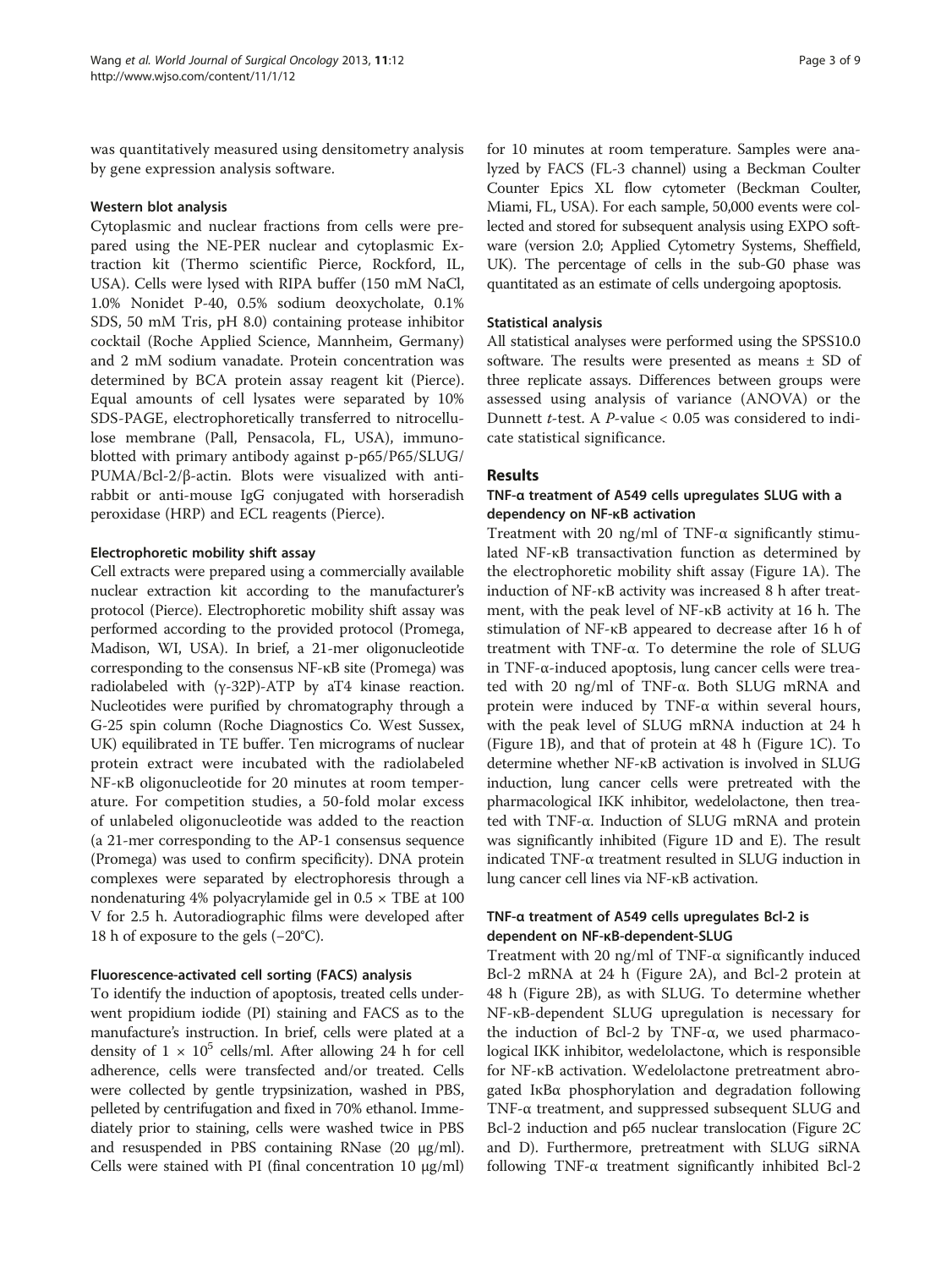was quantitatively measured using densitometry analysis by gene expression analysis software.

### Western blot analysis

Cytoplasmic and nuclear fractions from cells were prepared using the NE-PER nuclear and cytoplasmic Extraction kit (Thermo scientific Pierce, Rockford, IL, USA). Cells were lysed with RIPA buffer (150 mM NaCl, 1.0% Nonidet P-40, 0.5% sodium deoxycholate, 0.1% SDS, 50 mM Tris, pH 8.0) containing protease inhibitor cocktail (Roche Applied Science, Mannheim, Germany) and 2 mM sodium vanadate. Protein concentration was determined by BCA protein assay reagent kit (Pierce). Equal amounts of cell lysates were separated by 10% SDS-PAGE, electrophoretically transferred to nitrocellulose membrane (Pall, Pensacola, FL, USA), immunoblotted with primary antibody against p-p65/P65/SLUG/PUMA/Bcl-2/β-actin. Blots were visualized with anti-rabbit or anti-mouse IgG conjugated with horseradish peroxidase (HRP) and ECL reagents (Pierce).

### Electrophoretic mobility shift assay

Cell extracts were prepared using a commercially available nuclear extraction kit according to the manufacturer's protocol (Pierce). Electrophoretic mobility shift assay was performed according to the provided protocol (Promega, Madison, WI, USA). In brief, a 21-mer oligonucleotide corresponding to the consensus NF-κB site (Promega) was radiolabeled with (γ-32P)-ATP by aT4 kinase reaction. Nucleotides were purified by chromatography through a G-25 spin column (Roche Diagnostics Co. West Sussex, UK) equilibrated in TE buffer. Ten micrograms of nuclear protein extract were incubated with the radiolabeled NF-κB oligonucleotide for 20 minutes at room temperature. For competition studies, a 50-fold molar excess of unlabeled oligonucleotide was added to the reaction (a 21-mer corresponding to the AP-1 consensus sequence (Promega) was used to confirm specificity). DNA protein complexes were separated by electrophoresis through a nondenaturing 4% polyacrylamide gel in 0.5 × TBE at 100 V for 2.5 h. Autoradiographic films were developed after 18 h of exposure to the gels (−20°C).

### Fluorescence-activated cell sorting (FACS) analysis

To identify the induction of apoptosis, treated cells underwent propidium iodide (PI) staining and FACS as to the manufacture's instruction. In brief, cells were plated at a density of $1 \times 10^5$ cells/ml. After allowing 24 h for cell adherence, cells were transfected and/or treated. Cells were collected by gentle trypsinization, washed in PBS, pelleted by centrifugation and fixed in 70% ethanol. Immediately prior to staining, cells were washed twice in PBS and resuspended in PBS containing RNase (20 μg/ml). Cells were stained with PI (final concentration 10 μg/ml) for 10 minutes at room temperature. Samples were analyzed by FACS (FL-3 channel) using a Beckman Coulter Counter Epics XL flow cytometer (Beckman Coulter, Miami, FL, USA). For each sample, 50,000 events were collected and stored for subsequent analysis using EXPO software (version 2.0; Applied Cytometry Systems, Sheffield, UK). The percentage of cells in the sub-G0 phase was quantitated as an estimate of cells undergoing apoptosis.

### Statistical analysis

All statistical analyses were performed using the SPSS10.0 software. The results were presented as means ± SD of three replicate assays. Differences between groups were assessed using analysis of variance (ANOVA) or the Dunnett *t*-test. A *P*-value < 0.05 was considered to indicate statistical significance.

## Results

### TNF-α treatment of A549 cells upregulates SLUG with a dependency on NF-κB activation

Treatment with 20 ng/ml of TNF-α significantly stimulated NF-κB transactivation function as determined by the electrophoretic mobility shift assay (Figure 1A). The induction of NF-κB activity was increased 8 h after treatment, with the peak level of NF-κB activity at 16 h. The stimulation of NF-κB appeared to decrease after 16 h of treatment with TNF-α. To determine the role of SLUG in TNF-α-induced apoptosis, lung cancer cells were treated with 20 ng/ml of TNF-α. Both SLUG mRNA and protein were induced by TNF-α within several hours, with the peak level of SLUG mRNA induction at 24 h (Figure 1B), and that of protein at 48 h (Figure 1C). To determine whether NF-κB activation is involved in SLUG induction, lung cancer cells were pretreated with the pharmacological IKK inhibitor, wedelolactone, then treated with TNF-α. Induction of SLUG mRNA and protein was significantly inhibited (Figure 1D and E). The result indicated TNF-α treatment resulted in SLUG induction in lung cancer cell lines via NF-κB activation.

### TNF-α treatment of A549 cells upregulates Bcl-2 is dependent on NF-κB-dependent-SLUG

Treatment with 20 ng/ml of TNF-α significantly induced Bcl-2 mRNA at 24 h (Figure 2A), and Bcl-2 protein at 48 h (Figure 2B), as with SLUG. To determine whether NF-κB-dependent SLUG upregulation is necessary for the induction of Bcl-2 by TNF-α, we used pharmacological IKK inhibitor, wedelolactone, which is responsible for NF-κB activation. Wedelolactone pretreatment abrogated IκBα phosphorylation and degradation following TNF-α treatment, and suppressed subsequent SLUG and Bcl-2 induction and p65 nuclear translocation (Figure 2C and D). Furthermore, pretreatment with SLUG siRNA following TNF-α treatment significantly inhibited Bcl-2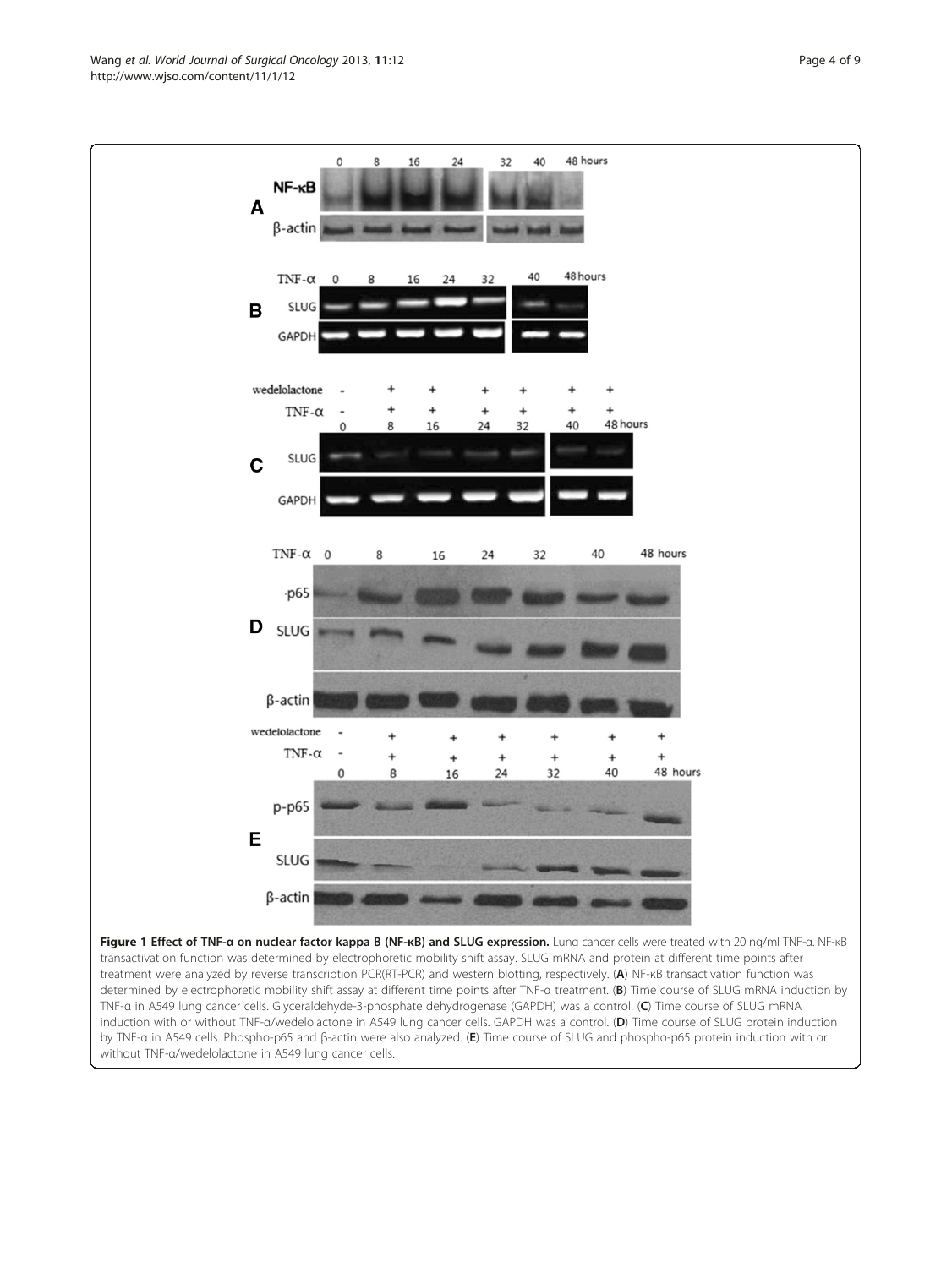**Figure 1 Effect of TNF-α on nuclear factor kappa B (NF-κB) and SLUG expression.** Lung cancer cells were treated with 20 ng/ml TNF-α. NF-κB transactivation function was determined by electrophoretic mobility shift assay. SLUG mRNA and protein at different time points after treatment were analyzed by reverse transcription PCR(RT-PCR) and western blotting, respectively. (**A**) NF-κB transactivation function was determined by electrophoretic mobility shift assay at different time points after TNF-α treatment. (**B**) Time course of SLUG mRNA induction by TNF-α in A549 lung cancer cells. Glyceraldehyde-3-phosphate dehydrogenase (GAPDH) was a control. (**C**) Time course of SLUG mRNA induction with or without TNF-α/wedelolactone in A549 lung cancer cells. GAPDH was a control. (**D**) Time course of SLUG protein induction by TNF-α in A549 cells. Phospho-p65 and β-actin were also analyzed. (**E**) Time course of SLUG and phospho-p65 protein induction with or without TNF-α/wedelolactone in A549 lung cancer cells.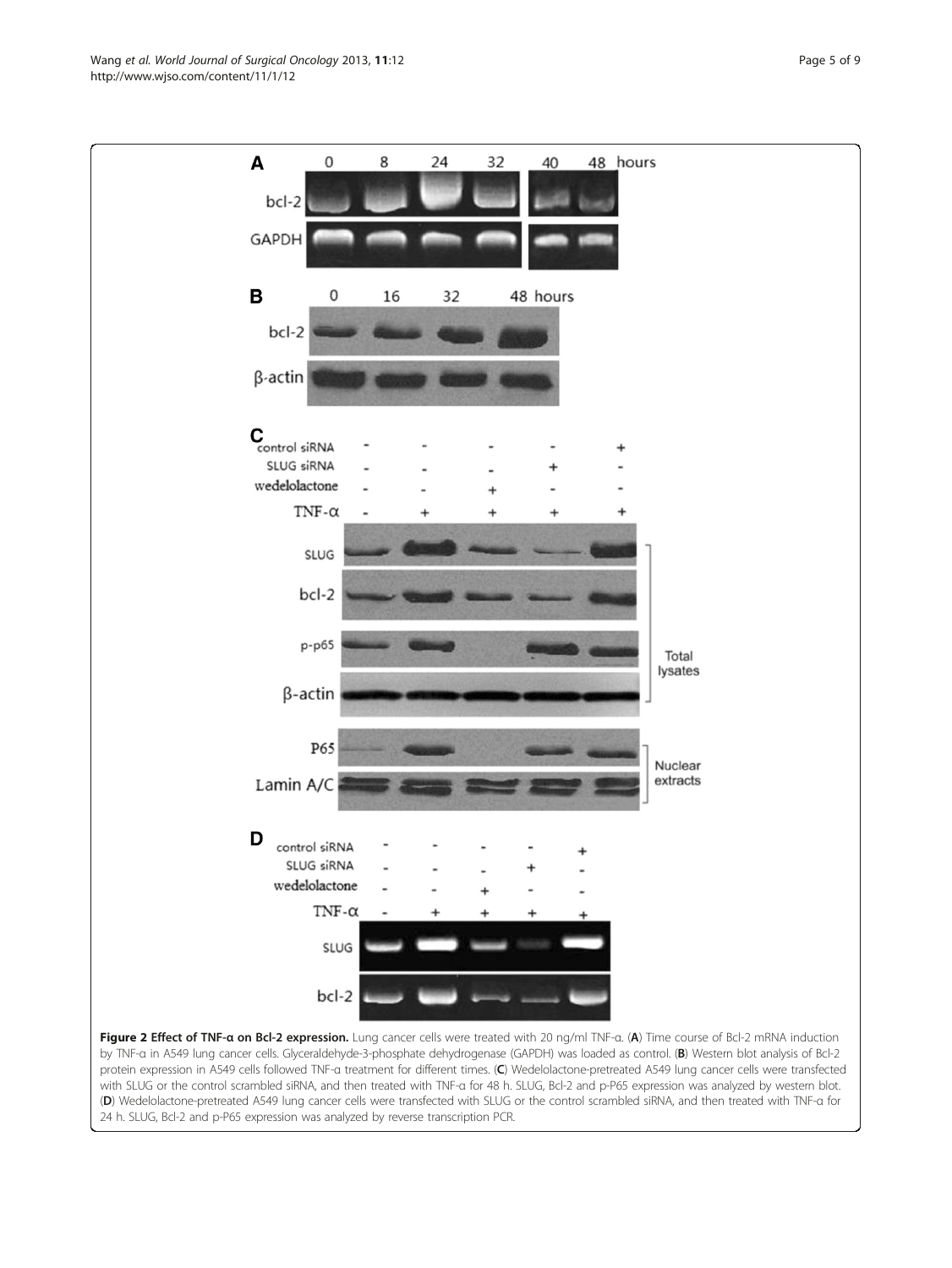**Figure 2 Effect of TNF-α on Bcl-2 expression.** Lung cancer cells were treated with 20 ng/ml TNF-α. (**A**) Time course of Bcl-2 mRNA induction by TNF-α in A549 lung cancer cells. Glyceraldehyde-3-phosphate dehydrogenase (GAPDH) was loaded as control. (**B**) Western blot analysis of Bcl-2 protein expression in A549 cells followed TNF-α treatment for different times. (**C**) Wedelolactone-pretreated A549 lung cancer cells were transfected with SLUG or the control scrambled siRNA, and then treated with TNF-α for 48 h. SLUG, Bcl-2 and p-P65 expression was analyzed by western blot. (**D**) Wedelolactone-pretreated A549 lung cancer cells were transfected with SLUG or the control scrambled siRNA, and then treated with TNF-α for 24 h. SLUG, Bcl-2 and p-P65 expression was analyzed by reverse transcription PCR.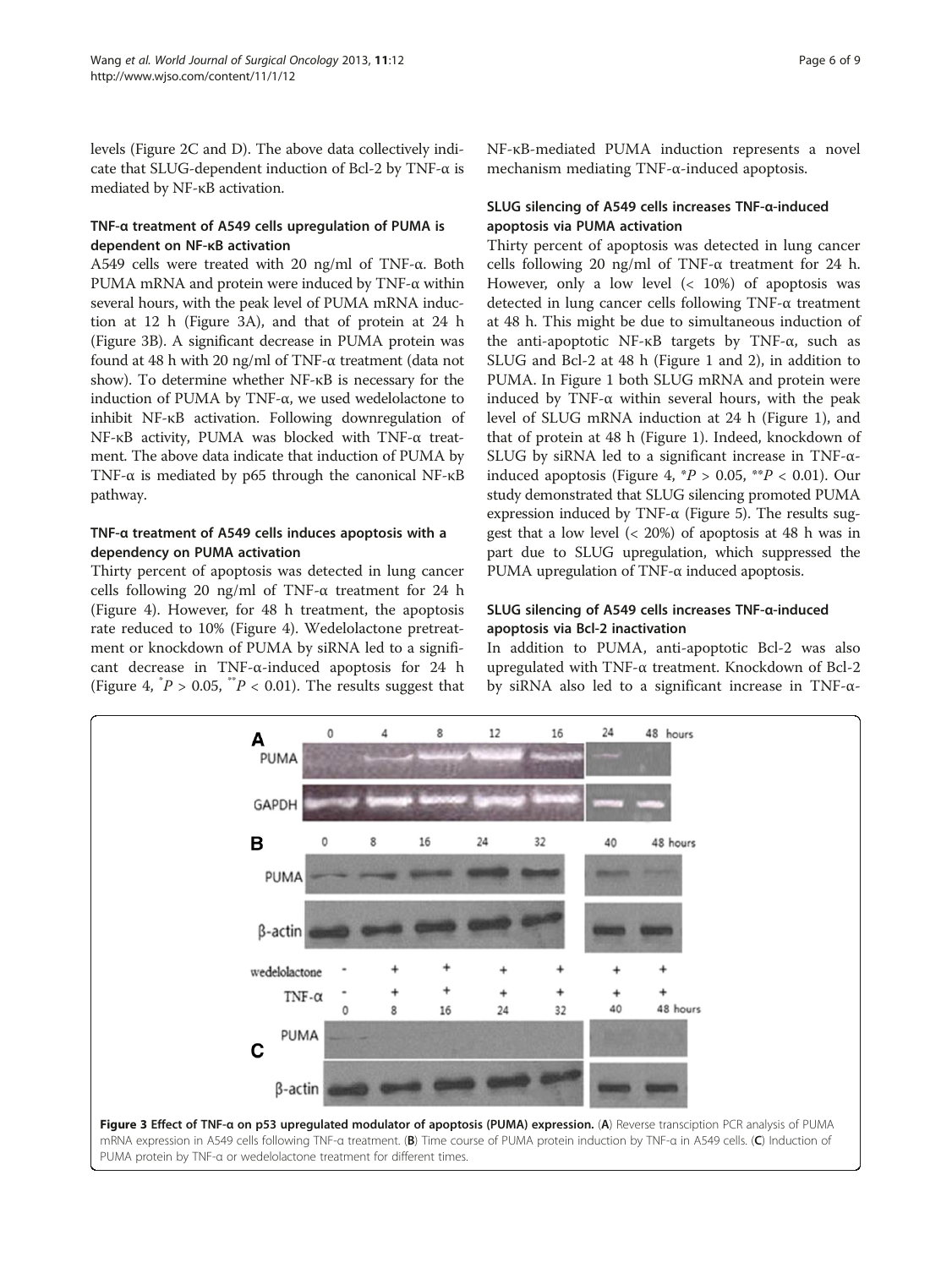levels (Figure 2C and D). The above data collectively indicate that SLUG-dependent induction of Bcl-2 by TNF-α is mediated by NF-κB activation.

### TNF-α treatment of A549 cells upregulation of PUMA is dependent on NF-κB activation

A549 cells were treated with 20 ng/ml of TNF-α. Both PUMA mRNA and protein were induced by TNF-α within several hours, with the peak level of PUMA mRNA induction at 12 h (Figure 3A), and that of protein at 24 h (Figure 3B). A significant decrease in PUMA protein was found at 48 h with 20 ng/ml of TNF-α treatment (data not show). To determine whether NF-κB is necessary for the induction of PUMA by TNF-α, we used wedelolactone to inhibit NF-κB activation. Following downregulation of NF-κB activity, PUMA was blocked with TNF-α treatment. The above data indicate that induction of PUMA by TNF-α is mediated by p65 through the canonical NF-κB pathway.

### TNF-α treatment of A549 cells induces apoptosis with a dependency on PUMA activation

Thirty percent of apoptosis was detected in lung cancer cells following 20 ng/ml of TNF-α treatment for 24 h (Figure 4). However, for 48 h treatment, the apoptosis rate reduced to 10% (Figure 4). Wedelolactone pretreatment or knockdown of PUMA by siRNA led to a significant decrease in TNF-α-induced apoptosis for 24 h (Figure 4, $^{*}P > 0.05$, $^{**}P < 0.01$). The results suggest that NF-κB-mediated PUMA induction represents a novel mechanism mediating TNF-α-induced apoptosis.

### SLUG silencing of A549 cells increases TNF-α-induced apoptosis via PUMA activation

Thirty percent of apoptosis was detected in lung cancer cells following 20 ng/ml of TNF-α treatment for 24 h. However, only a low level (< 10%) of apoptosis was detected in lung cancer cells following TNF-α treatment at 48 h. This might be due to simultaneous induction of the anti-apoptotic NF-κB targets by TNF-α, such as SLUG and Bcl-2 at 48 h (Figure 1 and 2), in addition to PUMA. In Figure 1 both SLUG mRNA and protein were induced by TNF-α within several hours, with the peak level of SLUG mRNA induction at 24 h (Figure 1), and that of protein at 48 h (Figure 1). Indeed, knockdown of SLUG by siRNA led to a significant increase in TNF-α-induced apoptosis (Figure 4, $^{*}P > 0.05$, $^{**}P < 0.01$). Our study demonstrated that SLUG silencing promoted PUMA expression induced by TNF-α (Figure 5). The results suggest that a low level (< 20%) of apoptosis at 48 h was in part due to SLUG upregulation, which suppressed the PUMA upregulation of TNF-α induced apoptosis.

### SLUG silencing of A549 cells increases TNF-α-induced apoptosis via Bcl-2 inactivation

In addition to PUMA, anti-apoptotic Bcl-2 was also upregulated with TNF-α treatment. Knockdown of Bcl-2 by siRNA also led to a significant increase in TNF-α-

**Figure 3 Effect of TNF-α on p53 upregulated modulator of apoptosis (PUMA) expression.** (**A**) Reverse transciption PCR analysis of PUMA mRNA expression in A549 cells following TNF-α treatment. (**B**) Time course of PUMA protein induction by TNF-α in A549 cells. (**C**) Induction of PUMA protein by TNF-α or wedelolactone treatment for different times.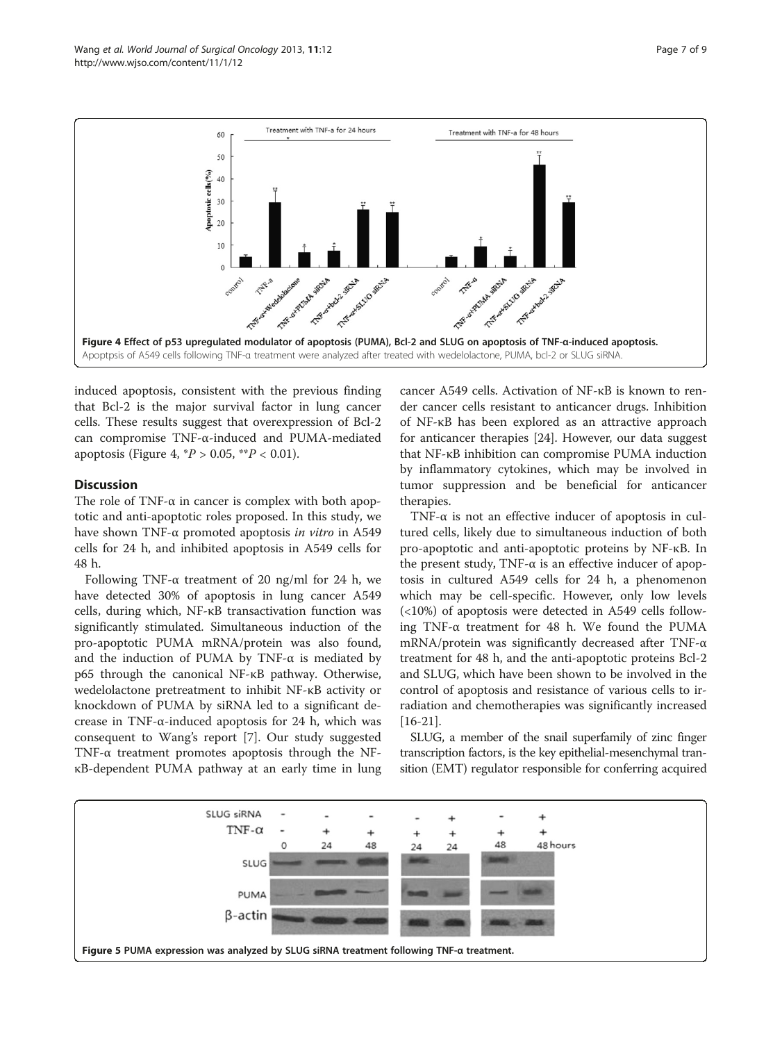Figure 4 Effect of p53 upregulated modulator of apoptosis (PUMA), Bcl-2 and SLUG on apoptosis of TNF-α-induced apoptosis. Apoptpsis of A549 cells following TNF-α treatment were analyzed after treated with wedelolactone, PUMA, bcl-2 or SLUG siRNA.

induced apoptosis, consistent with the previous finding that Bcl-2 is the major survival factor in lung cancer cells. These results suggest that overexpression of Bcl-2 can compromise TNF-α-induced and PUMA-mediated apoptosis (Figure 4, $^{*}P > 0.05$, $^{**}P < 0.01$).

## Discussion

The role of TNF-α in cancer is complex with both apoptotic and anti-apoptotic roles proposed. In this study, we have shown TNF-α promoted apoptosis *in vitro* in A549 cells for 24 h, and inhibited apoptosis in A549 cells for 48 h.

Following TNF-α treatment of 20 ng/ml for 24 h, we have detected 30% of apoptosis in lung cancer A549 cells, during which, NF-κB transactivation function was significantly stimulated. Simultaneous induction of the pro-apoptotic PUMA mRNA/protein was also found, and the induction of PUMA by TNF-α is mediated by p65 through the canonical NF-κB pathway. Otherwise, wedelolactone pretreatment to inhibit NF-κB activity or knockdown of PUMA by siRNA led to a significant decrease in TNF-α-induced apoptosis for 24 h, which was consequent to Wang's report [7]. Our study suggested TNF-α treatment promotes apoptosis through the NF-κB-dependent PUMA pathway at an early time in lung cancer A549 cells. Activation of NF-κB is known to render cancer cells resistant to anticancer drugs. Inhibition of NF-κB has been explored as an attractive approach for anticancer therapies [24]. However, our data suggest that NF-κB inhibition can compromise PUMA induction by inflammatory cytokines, which may be involved in tumor suppression and be beneficial for anticancer therapies.

TNF-α is not an effective inducer of apoptosis in cultured cells, likely due to simultaneous induction of both pro-apoptotic and anti-apoptotic proteins by NF-κB. In the present study, TNF-α is an effective inducer of apoptosis in cultured A549 cells for 24 h, a phenomenon which may be cell-specific. However, only low levels (<10%) of apoptosis were detected in A549 cells following TNF-α treatment for 48 h. We found the PUMA mRNA/protein was significantly decreased after TNF-α treatment for 48 h, and the anti-apoptotic proteins Bcl-2 and SLUG, which have been shown to be involved in the control of apoptosis and resistance of various cells to irradiation and chemotherapies was significantly increased [16-21].

SLUG, a member of the snail superfamily of zinc finger transcription factors, is the key epithelial-mesenchymal transition (EMT) regulator responsible for conferring acquired

Figure 5 PUMA expression was analyzed by SLUG siRNA treatment following TNF-α treatment.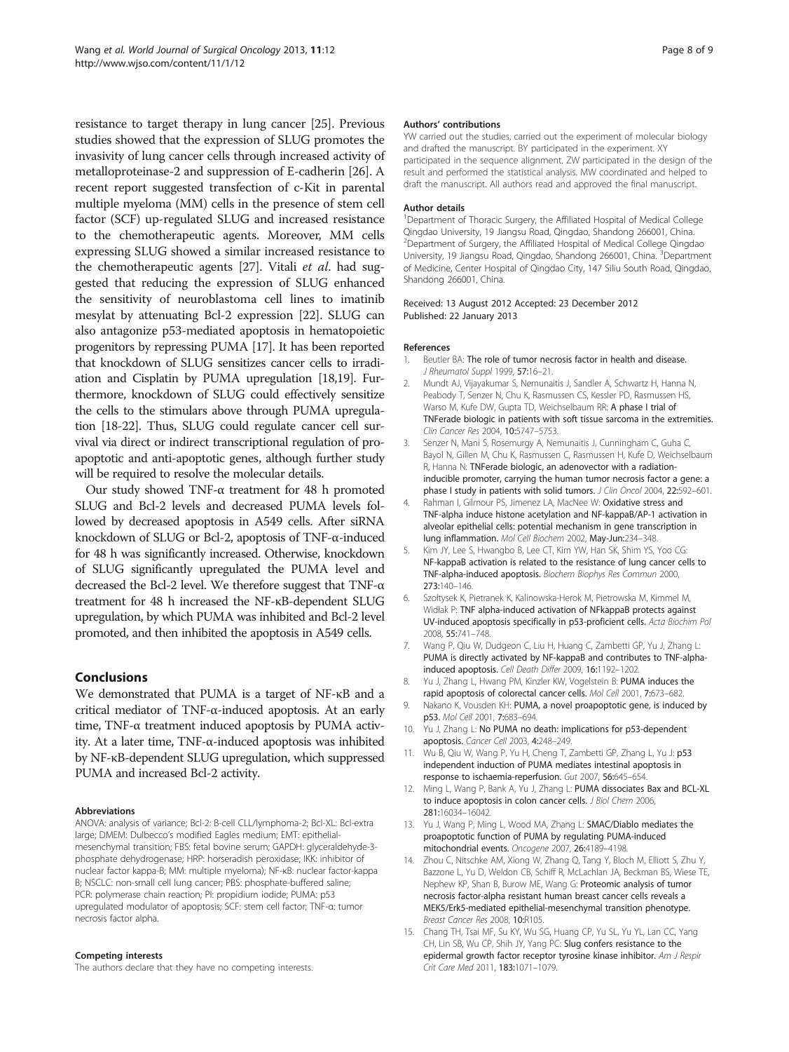resistance to target therapy in lung cancer [25]. Previous studies showed that the expression of SLUG promotes the invasivity of lung cancer cells through increased activity of metalloproteinase-2 and suppression of E-cadherin [26]. A recent report suggested transfection of c-Kit in parental multiple myeloma (MM) cells in the presence of stem cell factor (SCF) up-regulated SLUG and increased resistance to the chemotherapeutic agents. Moreover, MM cells expressing SLUG showed a similar increased resistance to the chemotherapeutic agents [27]. Vitali *et al*. had suggested that reducing the expression of SLUG enhanced the sensitivity of neuroblastoma cell lines to imatinib mesylat by attenuating Bcl-2 expression [22]. SLUG can also antagonize p53-mediated apoptosis in hematopoietic progenitors by repressing PUMA [17]. It has been reported that knockdown of SLUG sensitizes cancer cells to irradiation and Cisplatin by PUMA upregulation [18,19]. Furthermore, knockdown of SLUG could effectively sensitize the cells to the stimulars above through PUMA upregulation [18-22]. Thus, SLUG could regulate cancer cell survival via direct or indirect transcriptional regulation of pro-apoptotic and anti-apoptotic genes, although further study will be required to resolve the molecular details.

Our study showed TNF-α treatment for 48 h promoted SLUG and Bcl-2 levels and decreased PUMA levels followed by decreased apoptosis in A549 cells. After siRNA knockdown of SLUG or Bcl-2, apoptosis of TNF-α-induced for 48 h was significantly increased. Otherwise, knockdown of SLUG significantly upregulated the PUMA level and decreased the Bcl-2 level. We therefore suggest that TNF-α treatment for 48 h increased the NF-κB-dependent SLUG upregulation, by which PUMA was inhibited and Bcl-2 level promoted, and then inhibited the apoptosis in A549 cells.

## Conclusions

We demonstrated that PUMA is a target of NF-κB and a critical mediator of TNF-α-induced apoptosis. At an early time, TNF-α treatment induced apoptosis by PUMA activity. At a later time, TNF-α-induced apoptosis was inhibited by NF-κB-dependent SLUG upregulation, which suppressed PUMA and increased Bcl-2 activity.

#### Abbreviations

ANOVA: analysis of variance; Bcl-2: B-cell CLL/lymphoma-2; Bcl-XL: Bcl-extra large; DMEM: Dulbecco's modified Eagles medium; EMT: epithelial-mesenchymal transition; FBS: fetal bovine serum; GAPDH: glyceraldehyde-3-phosphate dehydrogenase; HRP: horseradish peroxidase; IKK: inhibitor of nuclear factor kappa-B; MM: multiple myeloma); NF-κB: nuclear factor-kappa B; NSCLC: non-small cell lung cancer; PBS: phosphate-buffered saline; PCR: polymerase chain reaction; PI: propidium iodide; PUMA: p53 upregulated modulator of apoptosis; SCF: stem cell factor; TNF-α: tumor necrosis factor alpha.

#### Competing interests

The authors declare that they have no competing interests.

#### Authors' contributions

YW carried out the studies, carried out the experiment of molecular biology and drafted the manuscript. BY participated in the experiment. XY participated in the sequence alignment. ZW participated in the design of the result and performed the statistical analysis. MW coordinated and helped to draft the manuscript. All authors read and approved the final manuscript.

#### Author details

[1]Department of Thoracic Surgery, the Affiliated Hospital of Medical College Qingdao University, 19 Jiangsu Road, Qingdao, Shandong 266001, China. [2]Department of Surgery, the Affiliated Hospital of Medical College Qingdao University, 19 Jiangsu Road, Qingdao, Shandong 266001, China. [3]Department of Medicine, Center Hospital of Qingdao City, 147 Siliu South Road, Qingdao, Shandong 266001, China.

Received: 13 August 2012 Accepted: 23 December 2012
Published: 22 January 2013

#### References

1. Beutler BA: **The role of tumor necrosis factor in health and disease.** *J Rheumatol Suppl* 1999, **57:**16–21.
2. Mundt AJ, Vijayakumar S, Nemunaitis J, Sandler A, Schwartz H, Hanna N, Peabody T, Senzer N, Chu K, Rasmussen CS, Kessler PD, Rasmussen HS, Warso M, Kufe DW, Gupta TD, Weichselbaum RR: **A phase I trial of TNFerade biologic in patients with soft tissue sarcoma in the extremities.** *Clin Cancer Res* 2004, **10:**5747–5753.
3. Senzer N, Mani S, Rosemurgy A, Nemunaitis J, Cunningham C, Guha C, Bayol N, Gillen M, Chu K, Rasmussen C, Rasmussen H, Kufe D, Weichselbaum R, Hanna N: **TNFerade biologic, an adenovector with a radiation-inducible promoter, carrying the human tumor necrosis factor a gene: a phase I study in patients with solid tumors.** *J Clin Oncol* 2004, **22:**592–601.
4. Rahman I, Gilmour PS, Jimenez LA, MacNee W: **Oxidative stress and TNF-alpha induce histone acetylation and NF-kappaB/AP-1 activation in alveolar epithelial cells: potential mechanism in gene transcription in lung inflammation.** *Mol Cell Biochem* 2002, **May-Jun:**234–348.
5. Kim JY, Lee S, Hwangbo B, Lee CT, Kim YW, Han SK, Shim YS, Yoo CG: **NF-kappaB activation is related to the resistance of lung cancer cells to TNF-alpha-induced apoptosis.** *Biochem Biophys Res Commun* 2000, **273:**140–146.
6. Szołtysek K, Pietranek K, Kalinowska-Herok M, Pietrowska M, Kimmel M, Widłak P: **TNF alpha-induced activation of NFkappaB protects against UV-induced apoptosis specifically in p53-proficient cells.** *Acta Biochim Pol* 2008, **55:**741–748.
7. Wang P, Qiu W, Dudgeon C, Liu H, Huang C, Zambetti GP, Yu J, Zhang L: **PUMA is directly activated by NF-kappaB and contributes to TNF-alpha-induced apoptosis.** *Cell Death Differ* 2009, **16:**1192–1202.
8. Yu J, Zhang L, Hwang PM, Kinzler KW, Vogelstein B: **PUMA induces the rapid apoptosis of colorectal cancer cells.** *Mol Cell* 2001, **7:**673–682.
9. Nakano K, Vousden KH: **PUMA, a novel proapoptotic gene, is induced by p53.** *Mol Cell* 2001, **7:**683–694.
10. Yu J, Zhang L: **No PUMA no death: implications for p53-dependent apoptosis.** *Cancer Cell* 2003, **4:**248–249.
11. Wu B, Qiu W, Wang P, Yu H, Cheng T, Zambetti GP, Zhang L, Yu J: **p53 independent induction of PUMA mediates intestinal apoptosis in response to ischaemia-reperfusion.** *Gut* 2007, **56:**645–654.
12. Ming L, Wang P, Bank A, Yu J, Zhang L: **PUMA dissociates Bax and BCL-XL to induce apoptosis in colon cancer cells.** *J Biol Chem* 2006, **281:**16034–16042.
13. Yu J, Wang P, Ming L, Wood MA, Zhang L: **SMAC/Diablo mediates the proapoptotic function of PUMA by regulating PUMA-induced mitochondrial events.** *Oncogene* 2007, **26:**4189–4198.
14. Zhou C, Nitschke AM, Xiong W, Zhang Q, Tang Y, Bloch M, Elliott S, Zhu Y, Bazzone L, Yu D, Weldon CB, Schiff R, McLachlan JA, Beckman BS, Wiese TE, Nephew KP, Shan B, Burow ME, Wang G: **Proteomic analysis of tumor necrosis factor-alpha resistant human breast cancer cells reveals a MEK5/Erk5-mediated epithelial-mesenchymal transition phenotype.** *Breast Cancer Res* 2008, **10:**R105.
15. Chang TH, Tsai MF, Su KY, Wu SG, Huang CP, Yu SL, Yu YL, Lan CC, Yang CH, Lin SB, Wu CP, Shih JY, Yang PC: **Slug confers resistance to the epidermal growth factor receptor tyrosine kinase inhibitor.** *Am J Respir Crit Care Med* 2011, **183:**1071–1079.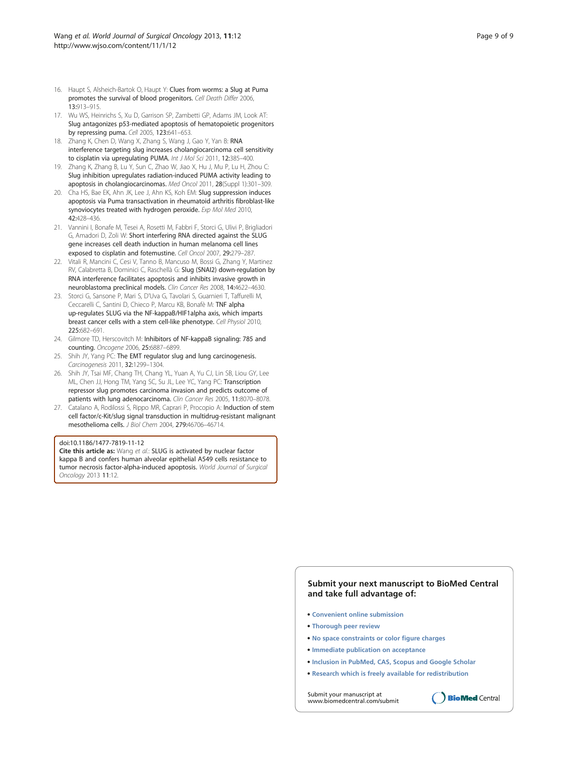16. Haupt S, Alsheich-Bartok O, Haupt Y: **Clues from worms: a Slug at Puma promotes the survival of blood progenitors.** *Cell Death Differ* 2006, **13:**913–915.
17. Wu WS, Heinrichs S, Xu D, Garrison SP, Zambetti GP, Adams JM, Look AT: **Slug antagonizes p53-mediated apoptosis of hematopoietic progenitors by repressing puma.** *Cell* 2005, **123:**641–653.
18. Zhang K, Chen D, Wang X, Zhang S, Wang J, Gao Y, Yan B: **RNA interference targeting slug increases cholangiocarcinoma cell sensitivity to cisplatin via upregulating PUMA.** *Int J Mol Sci* 2011, **12:**385–400.
19. Zhang K, Zhang B, Lu Y, Sun C, Zhao W, Jiao X, Hu J, Mu P, Lu H, Zhou C: **Slug inhibition upregulates radiation-induced PUMA activity leading to apoptosis in cholangiocarcinomas.** *Med Oncol* 2011, **28**(Suppl 1):301–309.
20. Cha HS, Bae EK, Ahn JK, Lee J, Ahn KS, Koh EM: **Slug suppression induces apoptosis via Puma transactivation in rheumatoid arthritis fibroblast-like synoviocytes treated with hydrogen peroxide.** *Exp Mol Med* 2010, **42:**428–436.
21. Vannini I, Bonafe M, Tesei A, Rosetti M, Fabbri F, Storci G, Ulivi P, Brigliadori G, Amadori D, Zoli W: **Short interfering RNA directed against the SLUG gene increases cell death induction in human melanoma cell lines exposed to cisplatin and fotemustine.** *Cell Oncol* 2007, **29:**279–287.
22. Vitali R, Mancini C, Cesi V, Tanno B, Mancuso M, Bossi G, Zhang Y, Martinez RV, Calabretta B, Dominici C, Raschellà G: **Slug (SNAI2) down-regulation by RNA interference facilitates apoptosis and inhibits invasive growth in neuroblastoma preclinical models.** *Clin Cancer Res* 2008, **14:**4622–4630.
23. Storci G, Sansone P, Mari S, D'Uva G, Tavolari S, Guarnieri T, Taffurelli M, Ceccarelli C, Santini D, Chieco P, Marcu KB, Bonafè M: **TNF alpha up-regulates SLUG via the NF-kappaB/HIF1alpha axis, which imparts breast cancer cells with a stem cell-like phenotype.** *Cell Physiol* 2010, **225:**682–691.
24. Gilmore TD, Herscovitch M: **Inhibitors of NF-kappaB signaling: 785 and counting.** *Oncogene* 2006, **25:**6887–6899.
25. Shih JY, Yang PC: **The EMT regulator slug and lung carcinogenesis.** *Carcinogenesis* 2011, **32:**1299–1304.
26. Shih JY, Tsai MF, Chang TH, Chang YL, Yuan A, Yu CJ, Lin SB, Liou GY, Lee ML, Chen JJ, Hong TM, Yang SC, Su JL, Lee YC, Yang PC: **Transcription repressor slug promotes carcinoma invasion and predicts outcome of patients with lung adenocarcinoma.** *Clin Cancer Res* 2005, **11:**8070–8078.
27. Catalano A, Rodilossi S, Rippo MR, Caprari P, Procopio A: **Induction of stem cell factor/c-Kit/slug signal transduction in multidrug-resistant malignant mesothelioma cells.** *J Biol Chem* 2004, **279:**46706–46714.

doi:10.1186/1477-7819-11-12

**Cite this article as:** Wang *et al.*: SLUG is activated by nuclear factor kappa B and confers human alveolar epithelial A549 cells resistance to tumor necrosis factor-alpha-induced apoptosis. *World Journal of Surgical Oncology* 2013 **11**:12.

**Submit your next manuscript to BioMed Central and take full advantage of:**

- **Convenient online submission**
- **Thorough peer review**
- **No space constraints or color figure charges**
- **Immediate publication on acceptance**
- **Inclusion in PubMed, CAS, Scopus and Google Scholar**
- **Research which is freely available for redistribution**

Submit your manuscript at
www.biomedcentral.com/submit

BioMed Central